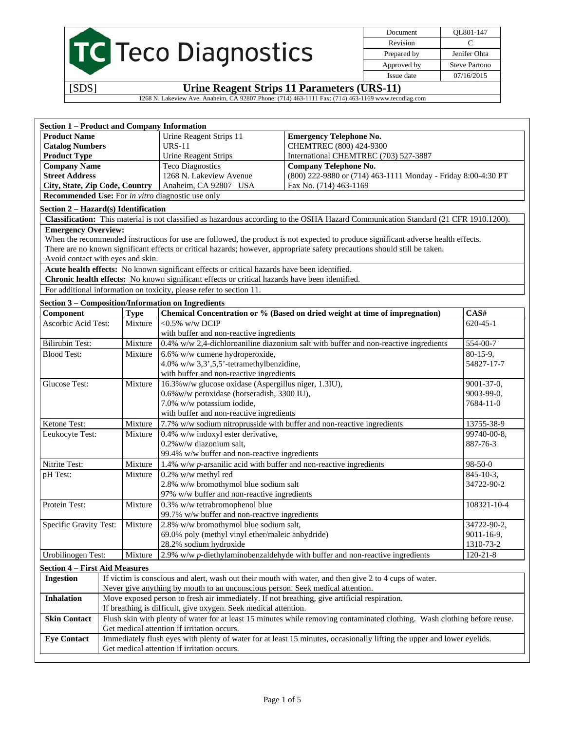# Teco Diagnostics

| Document | QL801-147 |
|---|---|
| Revision | C |
| Prepared by | Jenifer Ohta |
| Approved by | Steve Partono |
| Issue date | 07/16/2015 |

[SDS] **Urine Reagent Strips 11 Parameters (URS-11)**

1268 N. Lakeview Ave. Anaheim, CA 92807 Phone: (714) 463-1111 Fax: (714) 463-1169 www.tecodiag.com

## Section 1 – Product and Company Information

| | | |
|---|---|---|
| **Product Name** | Urine Reagent Strips 11 | **Emergency Telephone No.** |
| **Catalog Numbers** | URS-11 | CHEMTREC (800) 424-9300 |
| **Product Type** | Urine Reagent Strips | International CHEMTREC (703) 527-3887 |
| **Company Name** | Teco Diagnostics | **Company Telephone No.** |
| **Street Address** | 1268 N. Lakeview Avenue | (800) 222-9880 or (714) 463-1111 Monday - Friday 8:00-4:30 PT |
| **City, State, Zip Code, Country** | Anaheim, CA 92807 USA | Fax No. (714) 463-1169 |

**Recommended Use:** For *in vitro* diagnostic use only

## Section 2 – Hazard(s) Identification

**Classification:** This material is not classified as hazardous according to the OSHA Hazard Communication Standard (21 CFR 1910.1200).

**Emergency Overview:**
When the recommended instructions for use are followed, the product is not expected to produce significant adverse health effects.
There are no known significant effects or critical hazards; however, appropriate safety precautions should still be taken.
Avoid contact with eyes and skin.

**Acute health effects:** No known significant effects or critical hazards have been identified.
**Chronic health effects:** No known significant effects or critical hazards have been identified.

For additional information on toxicity, please refer to section 11.

## Section 3 – Composition/Information on Ingredients

| Component | Type | Chemical Concentration or % (Based on dried weight at time of impregnation) | CAS# |
|---|---|---|---|
| Ascorbic Acid Test: | Mixture | <0.5% w/w DCIP<br>with buffer and non-reactive ingredients | 620-45-1 |
| Bilirubin Test: | Mixture | 0.4% w/w 2,4-dichloroaniline diazonium salt with buffer and non-reactive ingredients | 554-00-7 |
| Blood Test: | Mixture | 6.6% w/w cumene hydroperoxide,<br>4.0% w/w 3,3',5,5'-tetramethylbenzidine,<br>with buffer and non-reactive ingredients | 80-15-9,<br>54827-17-7 |
| Glucose Test: | Mixture | 16.3%w/w glucose oxidase (Aspergillus niger, 1.3IU),<br>0.6%w/w peroxidase (horseradish, 3300 IU),<br>7.0% w/w potassium iodide,<br>with buffer and non-reactive ingredients | 9001-37-0,<br>9003-99-0,<br>7684-11-0 |
| Ketone Test: | Mixture | 7.7% w/w sodium nitroprusside with buffer and non-reactive ingredients | 13755-38-9 |
| Leukocyte Test: | Mixture | 0.4% w/w indoxyl ester derivative,<br>0.2%w/w diazonium salt,<br>99.4% w/w buffer and non-reactive ingredients | 99740-00-8,<br>887-76-3 |
| Nitrite Test: | Mixture | 1.4% w/w *p*-arsanilic acid with buffer and non-reactive ingredients | 98-50-0 |
| pH Test: | Mixture | 0.2% w/w methyl red<br>2.8% w/w bromothymol blue sodium salt<br>97% w/w buffer and non-reactive ingredients | 845-10-3,<br>34722-90-2 |
| Protein Test: | Mixture | 0.3% w/w tetrabromophenol blue<br>99.7% w/w buffer and non-reactive ingredients | 108321-10-4 |
| Specific Gravity Test: | Mixture | 2.8% w/w bromothymol blue sodium salt,<br>69.0% poly (methyl vinyl ether/maleic anhydride)<br>28.2% sodium hydroxide | 34722-90-2,<br>9011-16-9,<br>1310-73-2 |
| Urobilinogen Test: | Mixture | 2.9% w/w *p*-diethylaminobenzaldehyde with buffer and non-reactive ingredients | 120-21-8 |

## Section 4 – First Aid Measures

| | |
|---|---|
| **Ingestion** | If victim is conscious and alert, wash out their mouth with water, and then give 2 to 4 cups of water.<br>Never give anything by mouth to an unconscious person. Seek medical attention. |
| **Inhalation** | Move exposed person to fresh air immediately. If not breathing, give artificial respiration.<br>If breathing is difficult, give oxygen. Seek medical attention. |
| **Skin Contact** | Flush skin with plenty of water for at least 15 minutes while removing contaminated clothing. Wash clothing before reuse.<br>Get medical attention if irritation occurs. |
| **Eye Contact** | Immediately flush eyes with plenty of water for at least 15 minutes, occasionally lifting the upper and lower eyelids.<br>Get medical attention if irritation occurs. |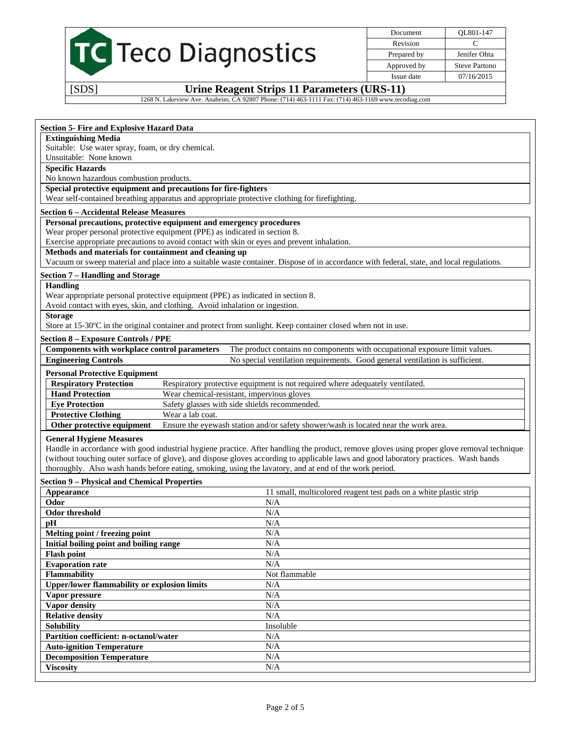## Section 5- Fire and Explosive Hazard Data

**Extinguishing Media**

Suitable: Use water spray, foam, or dry chemical.

Unsuitable: None known

**Specific Hazards**

No known hazardous combustion products.

**Special protective equipment and precautions for fire-fighters**

Wear self-contained breathing apparatus and appropriate protective clothing for firefighting.

## Section 6 – Accidental Release Measures

**Personal precautions, protective equipment and emergency procedures**

Wear proper personal protective equipment (PPE) as indicated in section 8.

Exercise appropriate precautions to avoid contact with skin or eyes and prevent inhalation.

**Methods and materials for containment and cleaning up**

Vacuum or sweep material and place into a suitable waste container. Dispose of in accordance with federal, state, and local regulations.

## Section 7 – Handling and Storage

**Handling**

Wear appropriate personal protective equipment (PPE) as indicated in section 8.

Avoid contact with eyes, skin, and clothing. Avoid inhalation or ingestion.

**Storage**

Store at 15-30ºC in the original container and protect from sunlight. Keep container closed when not in use.

## Section 8 – Exposure Controls / PPE

| | |
|---|---|
| **Components with workplace control parameters** | The product contains no components with occupational exposure limit values. |
| **Engineering Controls** | No special ventilation requirements. Good general ventilation is sufficient. |

**Personal Protective Equipment**

| | |
|---|---|
| **Respiratory Protection** | Respiratory protective equipment is not required where adequately ventilated. |
| **Hand Protection** | Wear chemical-resistant, impervious gloves |
| **Eye Protection** | Safety glasses with side shields recommended. |
| **Protective Clothing** | Wear a lab coat. |
| **Other protective equipment** | Ensure the eyewash station and/or safety shower/wash is located near the work area. |

**General Hygiene Measures**

Handle in accordance with good industrial hygiene practice. After handling the product, remove gloves using proper glove removal technique (without touching outer surface of glove), and dispose gloves according to applicable laws and good laboratory practices. Wash hands thoroughly. Also wash hands before eating, smoking, using the lavatory, and at end of the work period.

## Section 9 – Physical and Chemical Properties

| | |
|---|---|
| **Appearance** | 11 small, multicolored reagent test pads on a white plastic strip |
| **Odor** | N/A |
| **Odor threshold** | N/A |
| **pH** | N/A |
| **Melting point / freezing point** | N/A |
| **Initial boiling point and boiling range** | N/A |
| **Flash point** | N/A |
| **Evaporation rate** | N/A |
| **Flammability** | Not flammable |
| **Upper/lower flammability or explosion limits** | N/A |
| **Vapor pressure** | N/A |
| **Vapor density** | N/A |
| **Relative density** | N/A |
| **Solubility** | Insoluble |
| **Partition coefficient: n-octanol/water** | N/A |
| **Auto-ignition Temperature** | N/A |
| **Decomposition Temperature** | N/A |
| **Viscosity** | N/A |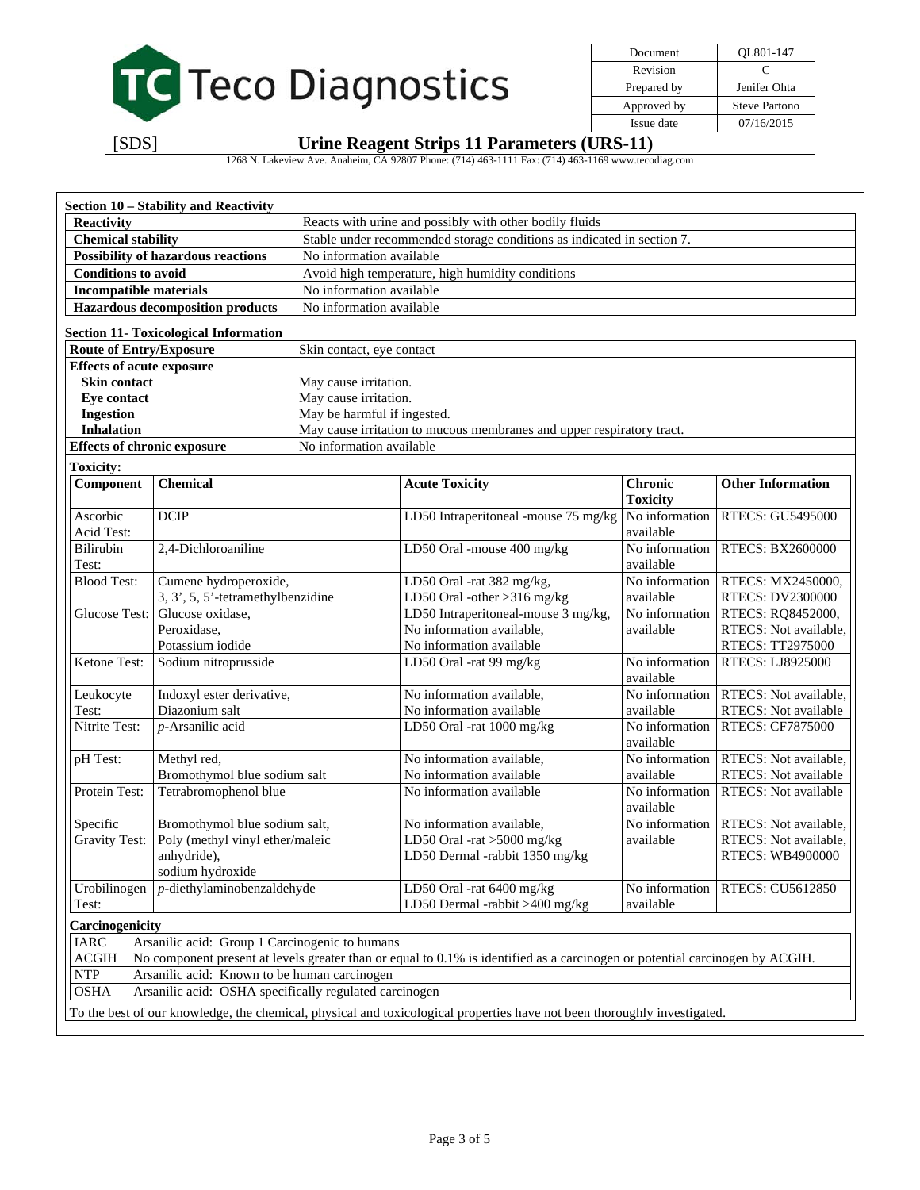## Section 10 – Stability and Reactivity

| | |
|---|---|
| **Reactivity** | Reacts with urine and possibly with other bodily fluids |
| **Chemical stability** | Stable under recommended storage conditions as indicated in section 7. |
| **Possibility of hazardous reactions** | No information available |
| **Conditions to avoid** | Avoid high temperature, high humidity conditions |
| **Incompatible materials** | No information available |
| **Hazardous decomposition products** | No information available |

## Section 11- Toxicological Information

| | |
|---|---|
| **Route of Entry/Exposure** | Skin contact, eye contact |
| **Effects of acute exposure** | |
| **Skin contact** | May cause irritation. |
| **Eye contact** | May cause irritation. |
| **Ingestion** | May be harmful if ingested. |
| **Inhalation** | May cause irritation to mucous membranes and upper respiratory tract. |
| **Effects of chronic exposure** | No information available |

**Toxicity:**

| Component | Chemical | Acute Toxicity | Chronic Toxicity | Other Information |
|---|---|---|---|---|
| Ascorbic Acid Test: | DCIP | LD50 Intraperitoneal -mouse 75 mg/kg | No information available | RTECS: GU5495000 |
| Bilirubin Test: | 2,4-Dichloroaniline | LD50 Oral -mouse 400 mg/kg | No information available | RTECS: BX2600000 |
| Blood Test: | Cumene hydroperoxide, 3, 3', 5, 5'-tetramethylbenzidine | LD50 Oral -rat 382 mg/kg, LD50 Oral -other >316 mg/kg | No information available | RTECS: MX2450000, RTECS: DV2300000 |
| Glucose Test: | Glucose oxidase, Peroxidase, Potassium iodide | LD50 Intraperitoneal-mouse 3 mg/kg, No information available, No information available | No information available | RTECS: RQ8452000, RTECS: Not available, RTECS: TT2975000 |
| Ketone Test: | Sodium nitroprusside | LD50 Oral -rat 99 mg/kg | No information available | RTECS: LJ8925000 |
| Leukocyte Test: | Indoxyl ester derivative, Diazonium salt | No information available, No information available | No information available | RTECS: Not available, RTECS: Not available |
| Nitrite Test: | *p*-Arsanilic acid | LD50 Oral -rat 1000 mg/kg | No information available | RTECS: CF7875000 |
| pH Test: | Methyl red, Bromothymol blue sodium salt | No information available, No information available | No information available | RTECS: Not available, RTECS: Not available |
| Protein Test: | Tetrabromophenol blue | No information available | No information available | RTECS: Not available |
| Specific Gravity Test: | Bromothymol blue sodium salt, Poly (methyl vinyl ether/maleic anhydride), sodium hydroxide | No information available, LD50 Oral -rat >5000 mg/kg, LD50 Dermal -rabbit 1350 mg/kg | No information available | RTECS: Not available, RTECS: Not available, RTECS: WB4900000 |
| Urobilinogen Test: | *p*-diethylaminobenzaldehyde | LD50 Oral -rat 6400 mg/kg, LD50 Dermal -rabbit >400 mg/kg | No information available | RTECS: CU5612850 |

**Carcinogenicity**

| | |
|---|---|
| IARC | Arsanilic acid: Group 1 Carcinogenic to humans |
| ACGIH | No component present at levels greater than or equal to 0.1% is identified as a carcinogen or potential carcinogen by ACGIH. |
| NTP | Arsanilic acid: Known to be human carcinogen |
| OSHA | Arsanilic acid: OSHA specifically regulated carcinogen |

To the best of our knowledge, the chemical, physical and toxicological properties have not been thoroughly investigated.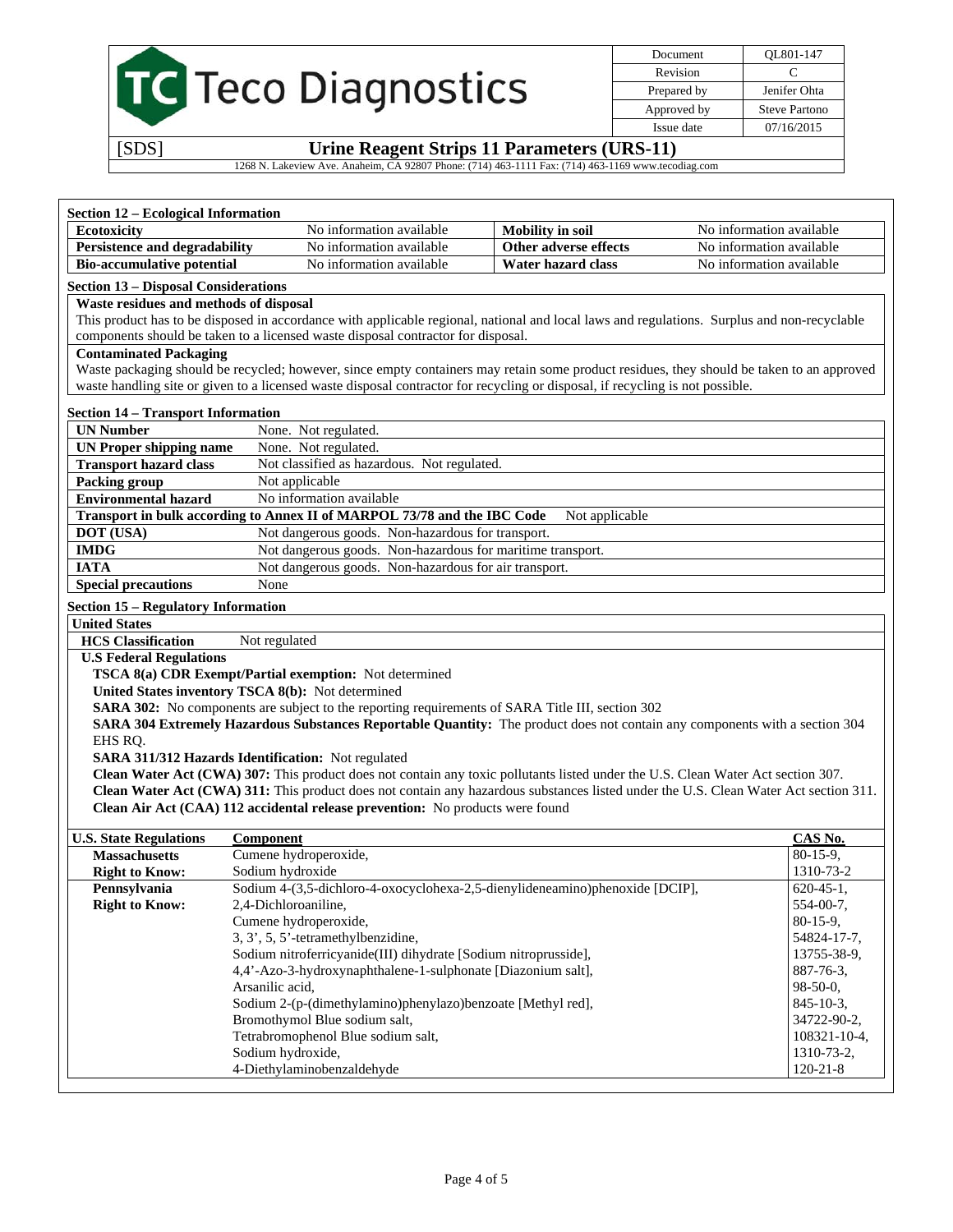## Section 12 – Ecological Information

| Ecotoxicity | No information available | Mobility in soil | No information available |
|---|---|---|---|
| Persistence and degradability | No information available | Other adverse effects | No information available |
| Bio-accumulative potential | No information available | Water hazard class | No information available |

## Section 13 – Disposal Considerations

**Waste residues and methods of disposal**

This product has to be disposed in accordance with applicable regional, national and local laws and regulations. Surplus and non-recyclable components should be taken to a licensed waste disposal contractor for disposal.

**Contaminated Packaging**

Waste packaging should be recycled; however, since empty containers may retain some product residues, they should be taken to an approved waste handling site or given to a licensed waste disposal contractor for recycling or disposal, if recycling is not possible.

## Section 14 – Transport Information

| | |
|---|---|
| **UN Number** | None. Not regulated. |
| **UN Proper shipping name** | None. Not regulated. |
| **Transport hazard class** | Not classified as hazardous. Not regulated. |
| **Packing group** | Not applicable |
| **Environmental hazard** | No information available |
| **Transport in bulk according to Annex II of MARPOL 73/78 and the IBC Code** | Not applicable |
| **DOT (USA)** | Not dangerous goods. Non-hazardous for transport. |
| **IMDG** | Not dangerous goods. Non-hazardous for maritime transport. |
| **IATA** | Not dangerous goods. Non-hazardous for air transport. |
| **Special precautions** | None |

## Section 15 – Regulatory Information

**United States**

**HCS Classification** Not regulated

**U.S Federal Regulations**

**TSCA 8(a) CDR Exempt/Partial exemption:** Not determined

**United States inventory TSCA 8(b):** Not determined

**SARA 302:** No components are subject to the reporting requirements of SARA Title III, section 302

**SARA 304 Extremely Hazardous Substances Reportable Quantity:** The product does not contain any components with a section 304 EHS RQ.

**SARA 311/312 Hazards Identification:** Not regulated

**Clean Water Act (CWA) 307:** This product does not contain any toxic pollutants listed under the U.S. Clean Water Act section 307.

**Clean Water Act (CWA) 311:** This product does not contain any hazardous substances listed under the U.S. Clean Water Act section 311.

**Clean Air Act (CAA) 112 accidental release prevention:** No products were found

| U.S. State Regulations | Component | CAS No. |
|---|---|---|
| **Massachusetts Right to Know:** | Cumene hydroperoxide, | 80-15-9, |
| | Sodium hydroxide | 1310-73-2 |
| **Pennsylvania Right to Know:** | Sodium 4-(3,5-dichloro-4-oxocyclohexa-2,5-dienylideneamino)phenoxide [DCIP], | 620-45-1, |
| | 2,4-Dichloroaniline, | 554-00-7, |
| | Cumene hydroperoxide, | 80-15-9, |
| | 3, 3', 5, 5'-tetramethylbenzidine, | 54824-17-7, |
| | Sodium nitroferricyanide(III) dihydrate [Sodium nitroprusside], | 13755-38-9, |
| | 4,4'-Azo-3-hydroxynaphthalene-1-sulphonate [Diazonium salt], | 887-76-3, |
| | Arsanilic acid, | 98-50-0, |
| | Sodium 2-(p-(dimethylamino)phenylazo)benzoate [Methyl red], | 845-10-3, |
| | Bromothymol Blue sodium salt, | 34722-90-2, |
| | Tetrabromophenol Blue sodium salt, | 108321-10-4, |
| | Sodium hydroxide, | 1310-73-2, |
| | 4-Diethylaminobenzaldehyde | 120-21-8 |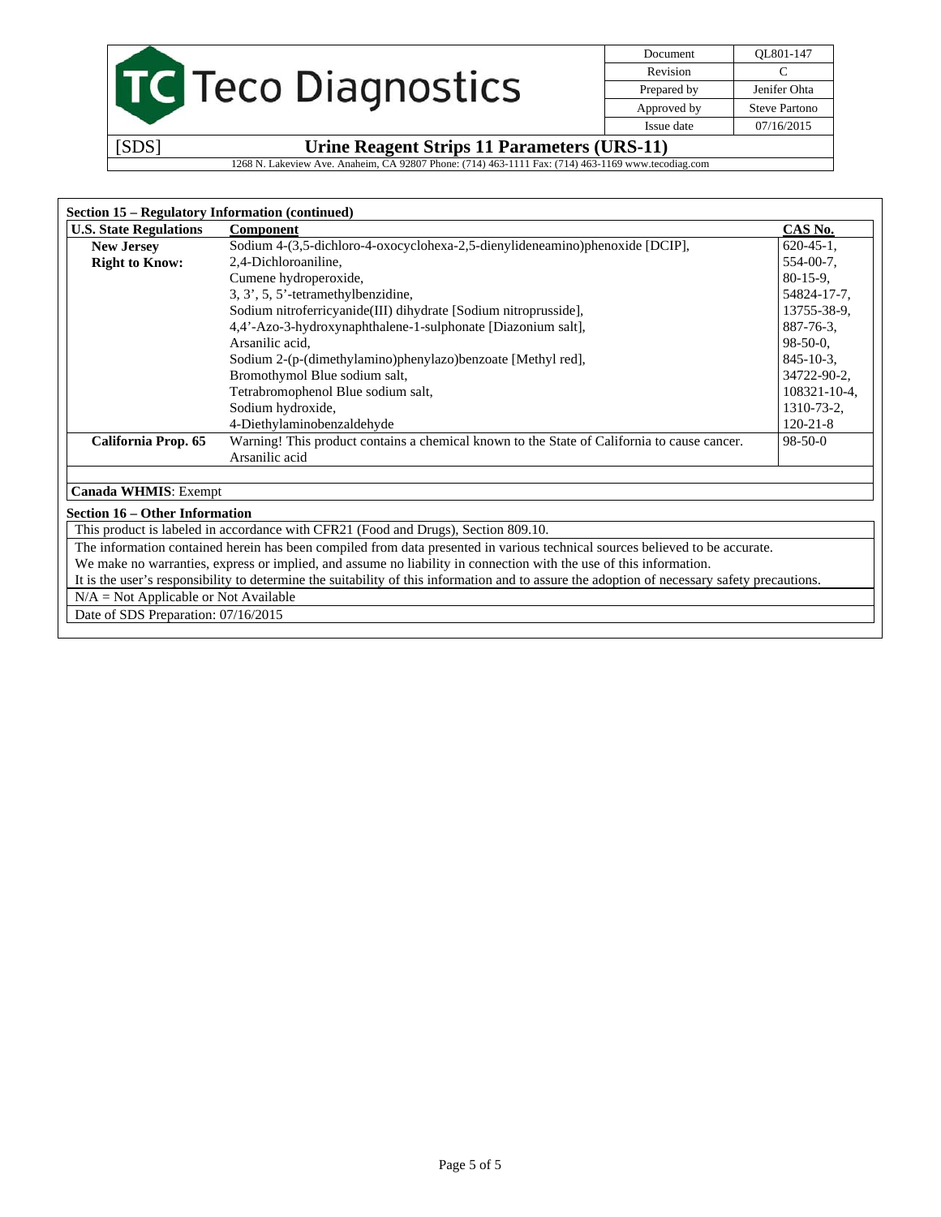**Section 15 – Regulatory Information (continued)**

| U.S. State Regulations | Component | CAS No. |
|---|---|---|
| **New Jersey Right to Know:** | Sodium 4-(3,5-dichloro-4-oxocyclohexa-2,5-dienylideneamino)phenoxide [DCIP], | 620-45-1, |
| | 2,4-Dichloroaniline, | 554-00-7, |
| | Cumene hydroperoxide, | 80-15-9, |
| | 3, 3’, 5, 5’-tetramethylbenzidine, | 54824-17-7, |
| | Sodium nitroferricyanide(III) dihydrate [Sodium nitroprusside], | 13755-38-9, |
| | 4,4’-Azo-3-hydroxynaphthalene-1-sulphonate [Diazonium salt], | 887-76-3, |
| | Arsanilic acid, | 98-50-0, |
| | Sodium 2-(p-(dimethylamino)phenylazo)benzoate [Methyl red], | 845-10-3, |
| | Bromothymol Blue sodium salt, | 34722-90-2, |
| | Tetrabromophenol Blue sodium salt, | 108321-10-4, |
| | Sodium hydroxide, | 1310-73-2, |
| | 4-Diethylaminobenzaldehyde | 120-21-8 |
| **California Prop. 65** | Warning! This product contains a chemical known to the State of California to cause cancer. Arsanilic acid | 98-50-0 |

**Canada WHMIS**: Exempt

**Section 16 – Other Information**

This product is labeled in accordance with CFR21 (Food and Drugs), Section 809.10.

The information contained herein has been compiled from data presented in various technical sources believed to be accurate.
We make no warranties, express or implied, and assume no liability in connection with the use of this information.
It is the user’s responsibility to determine the suitability of this information and to assure the adoption of necessary safety precautions.

N/A = Not Applicable or Not Available

Date of SDS Preparation: 07/16/2015